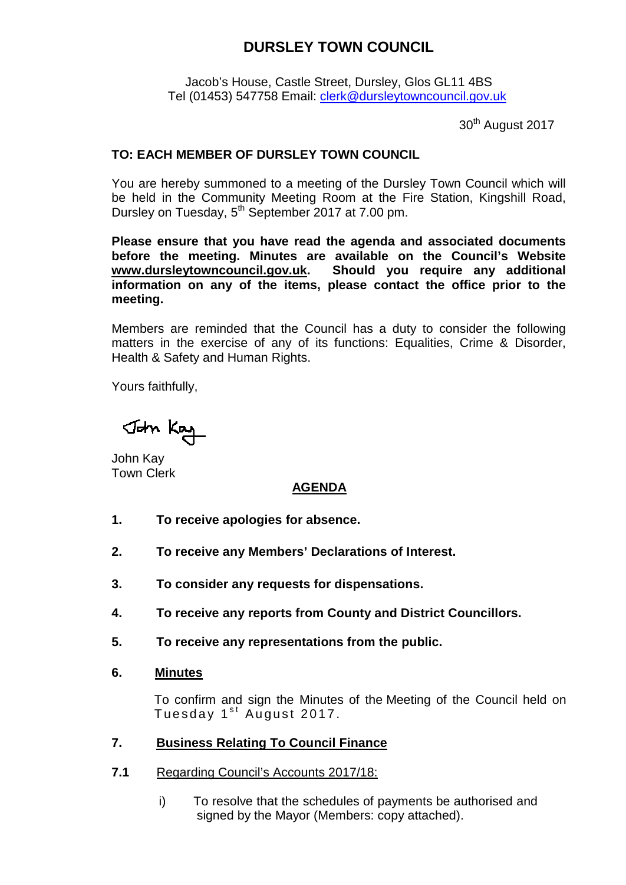# DURSLEY TOWN COUNCIL

Jacob's House, Castle Street, Dursley, Glos GL11 4BS
Tel (01453) 547758 Email: clerk@dursleytowncouncil.gov.uk

30th August 2017

**TO: EACH MEMBER OF DURSLEY TOWN COUNCIL**

You are hereby summoned to a meeting of the Dursley Town Council which will be held in the Community Meeting Room at the Fire Station, Kingshill Road, Dursley on Tuesday, 5th September 2017 at 7.00 pm.

**Please ensure that you have read the agenda and associated documents before the meeting. Minutes are available on the Council's Website www.dursleytowncouncil.gov.uk. Should you require any additional information on any of the items, please contact the office prior to the meeting.**

Members are reminded that the Council has a duty to consider the following matters in the exercise of any of its functions: Equalities, Crime & Disorder, Health & Safety and Human Rights.

Yours faithfully,

John Kay

John Kay
Town Clerk

## AGENDA

**1. To receive apologies for absence.**

**2. To receive any Members' Declarations of Interest.**

**3. To consider any requests for dispensations.**

**4. To receive any reports from County and District Councillors.**

**5. To receive any representations from the public.**

**6. Minutes**

To confirm and sign the Minutes of the Meeting of the Council held on Tuesday 1st August 2017.

**7. Business Relating To Council Finance**

**7.1** Regarding Council's Accounts 2017/18:

i) To resolve that the schedules of payments be authorised and signed by the Mayor (Members: copy attached).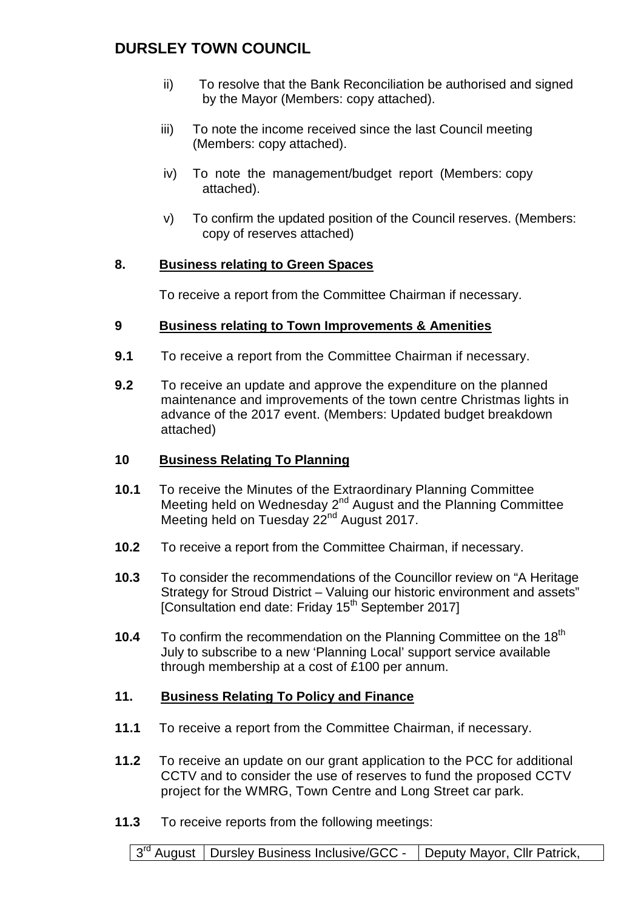# DURSLEY TOWN COUNCIL

ii) To resolve that the Bank Reconciliation be authorised and signed by the Mayor (Members: copy attached).

iii) To note the income received since the last Council meeting (Members: copy attached).

iv) To note the management/budget report (Members: copy attached).

v) To confirm the updated position of the Council reserves. (Members: copy of reserves attached)

**8. Business relating to Green Spaces**

To receive a report from the Committee Chairman if necessary.

**9 Business relating to Town Improvements & Amenities**

**9.1** To receive a report from the Committee Chairman if necessary.

**9.2** To receive an update and approve the expenditure on the planned maintenance and improvements of the town centre Christmas lights in advance of the 2017 event. (Members: Updated budget breakdown attached)

**10 Business Relating To Planning**

**10.1** To receive the Minutes of the Extraordinary Planning Committee Meeting held on Wednesday 2nd August and the Planning Committee Meeting held on Tuesday 22nd August 2017.

**10.2** To receive a report from the Committee Chairman, if necessary.

**10.3** To consider the recommendations of the Councillor review on "A Heritage Strategy for Stroud District – Valuing our historic environment and assets" [Consultation end date: Friday 15th September 2017]

**10.4** To confirm the recommendation on the Planning Committee on the 18th July to subscribe to a new 'Planning Local' support service available through membership at a cost of £100 per annum.

**11. Business Relating To Policy and Finance**

**11.1** To receive a report from the Committee Chairman, if necessary.

**11.2** To receive an update on our grant application to the PCC for additional CCTV and to consider the use of reserves to fund the proposed CCTV project for the WMRG, Town Centre and Long Street car park.

**11.3** To receive reports from the following meetings:

| 3rd August | Dursley Business Inclusive/GCC - | Deputy Mayor, Cllr Patrick, |
|---|---|---|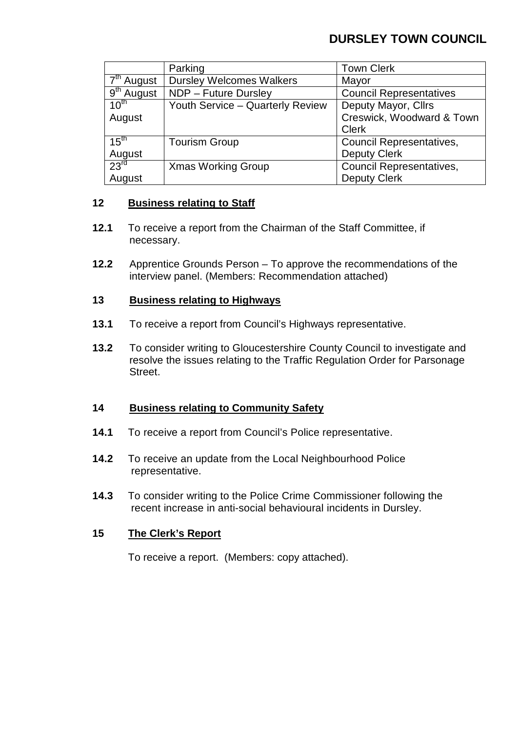| | Parking | Town Clerk |
|---|---|---|
| 7th August | Dursley Welcomes Walkers | Mayor |
| 9th August | NDP – Future Dursley | Council Representatives |
| 10th August | Youth Service – Quarterly Review | Deputy Mayor, Cllrs Creswick, Woodward & Town Clerk |
| 15th August | Tourism Group | Council Representatives, Deputy Clerk |
| 23rd August | Xmas Working Group | Council Representatives, Deputy Clerk |

**12 Business relating to Staff**

**12.1** To receive a report from the Chairman of the Staff Committee, if necessary.

**12.2** Apprentice Grounds Person – To approve the recommendations of the interview panel. (Members: Recommendation attached)

**13 Business relating to Highways**

**13.1** To receive a report from Council's Highways representative.

**13.2** To consider writing to Gloucestershire County Council to investigate and resolve the issues relating to the Traffic Regulation Order for Parsonage Street.

**14 Business relating to Community Safety**

**14.1** To receive a report from Council's Police representative.

**14.2** To receive an update from the Local Neighbourhood Police representative.

**14.3** To consider writing to the Police Crime Commissioner following the recent increase in anti-social behavioural incidents in Dursley.

**15 The Clerk's Report**

To receive a report. (Members: copy attached).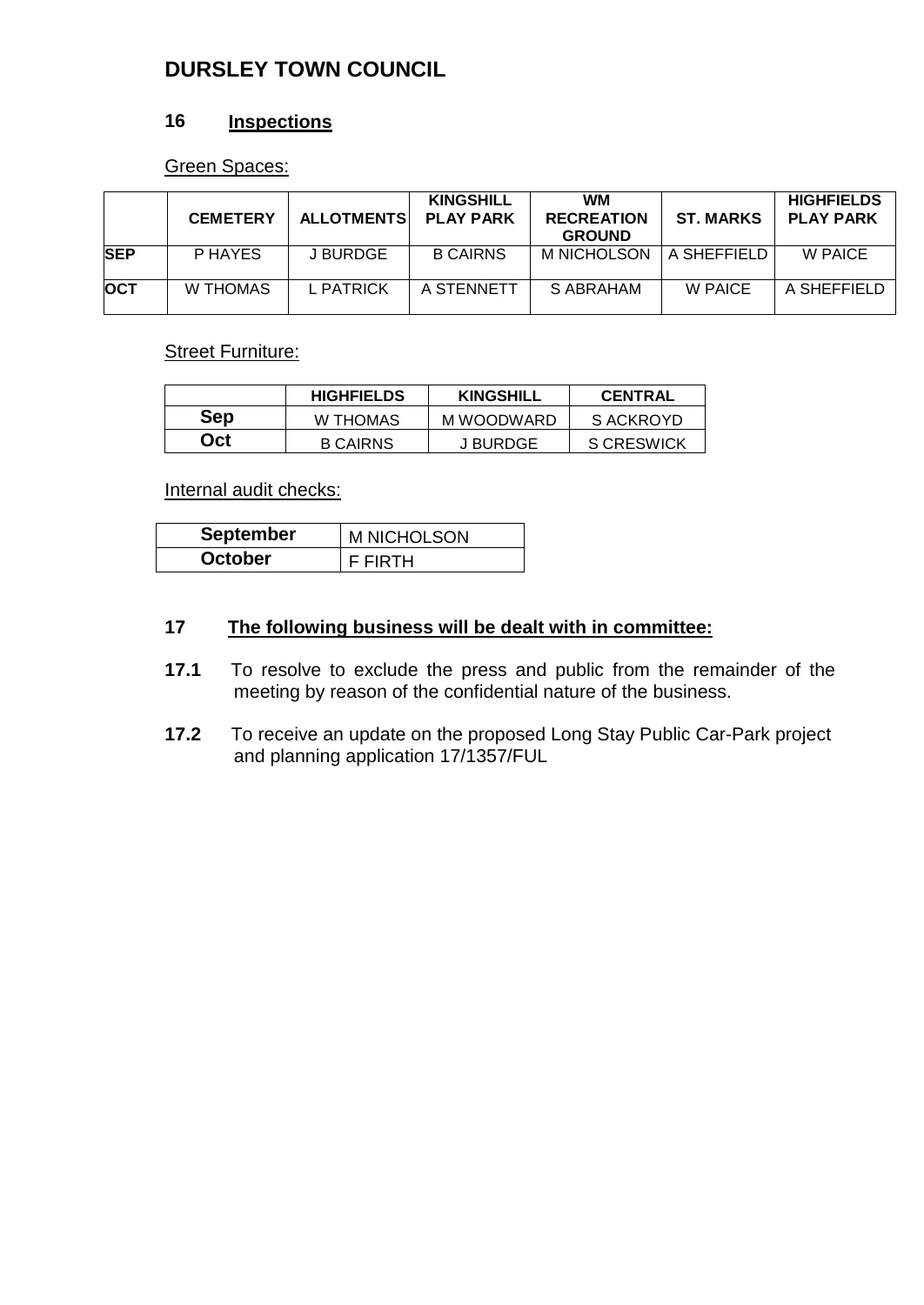# DURSLEY TOWN COUNCIL

## 16 Inspections

Green Spaces:

| | CEMETERY | ALLOTMENTS | KINGSHILL PLAY PARK | WM RECREATION GROUND | ST. MARKS | HIGHFIELDS PLAY PARK |
|---|---|---|---|---|---|---|
| **SEP** | P HAYES | J BURDGE | B CAIRNS | M NICHOLSON | A SHEFFIELD | W PAICE |
| **OCT** | W THOMAS | L PATRICK | A STENNETT | S ABRAHAM | W PAICE | A SHEFFIELD |

Street Furniture:

| | HIGHFIELDS | KINGSHILL | CENTRAL |
|---|---|---|---|
| **Sep** | W THOMAS | M WOODWARD | S ACKROYD |
| **Oct** | B CAIRNS | J BURDGE | S CRESWICK |

Internal audit checks:

| | |
|---|---|
| **September** | M NICHOLSON |
| **October** | F FIRTH |

## 17 The following business will be dealt with in committee:

**17.1** To resolve to exclude the press and public from the remainder of the meeting by reason of the confidential nature of the business.

**17.2** To receive an update on the proposed Long Stay Public Car-Park project and planning application 17/1357/FUL